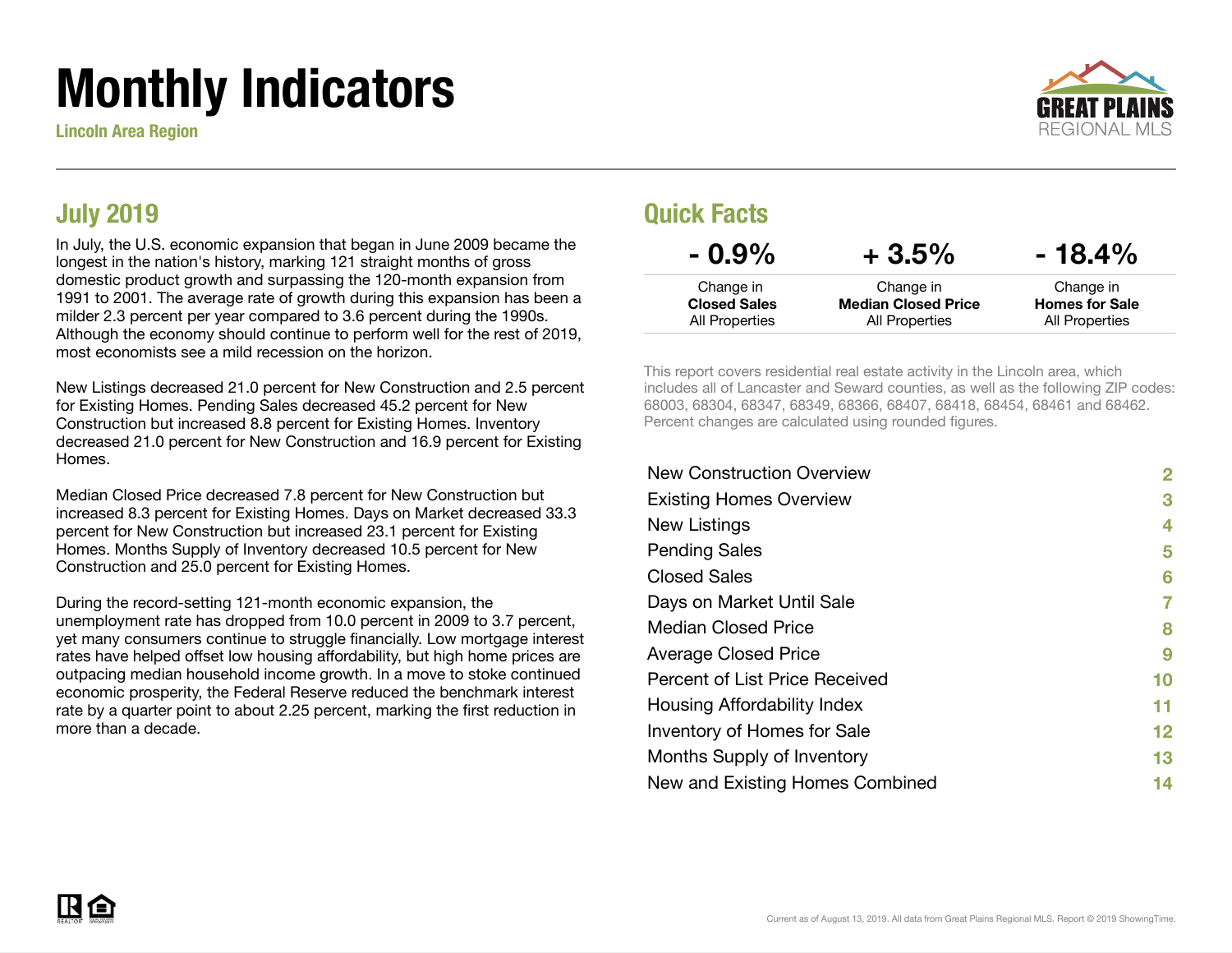# Monthly Indicators

Lincoln Area Region

## July 2019

In July, the U.S. economic expansion that began in June 2009 became the longest in the nation's history, marking 121 straight months of gross domestic product growth and surpassing the 120-month expansion from 1991 to 2001. The average rate of growth during this expansion has been a milder 2.3 percent per year compared to 3.6 percent during the 1990s. Although the economy should continue to perform well for the rest of 2019, most economists see a mild recession on the horizon.

New Listings decreased 21.0 percent for New Construction and 2.5 percent for Existing Homes. Pending Sales decreased 45.2 percent for New Construction but increased 8.8 percent for Existing Homes. Inventory decreased 21.0 percent for New Construction and 16.9 percent for Existing Homes.

Median Closed Price decreased 7.8 percent for New Construction but increased 8.3 percent for Existing Homes. Days on Market decreased 33.3 percent for New Construction but increased 23.1 percent for Existing Homes. Months Supply of Inventory decreased 10.5 percent for New Construction and 25.0 percent for Existing Homes.

During the record-setting 121-month economic expansion, the unemployment rate has dropped from 10.0 percent in 2009 to 3.7 percent, yet many consumers continue to struggle financially. Low mortgage interest rates have helped offset low housing affordability, but high home prices are outpacing median household income growth. In a move to stoke continued economic prosperity, the Federal Reserve reduced the benchmark interest rate by a quarter point to about 2.25 percent, marking the first reduction in more than a decade.

## Quick Facts

| - 0.9% | + 3.5% | - 18.4% |
| --- | --- | --- |
| Change in **Closed Sales** All Properties | Change in **Median Closed Price** All Properties | Change in **Homes for Sale** All Properties |

This report covers residential real estate activity in the Lincoln area, which includes all of Lancaster and Seward counties, as well as the following ZIP codes: 68003, 68304, 68347, 68349, 68366, 68407, 68418, 68454, 68461 and 68462. Percent changes are calculated using rounded figures.

| | |
| --- | --- |
| New Construction Overview | 2 |
| Existing Homes Overview | 3 |
| New Listings | 4 |
| Pending Sales | 5 |
| Closed Sales | 6 |
| Days on Market Until Sale | 7 |
| Median Closed Price | 8 |
| Average Closed Price | 9 |
| Percent of List Price Received | 10 |
| Housing Affordability Index | 11 |
| Inventory of Homes for Sale | 12 |
| Months Supply of Inventory | 13 |
| New and Existing Homes Combined | 14 |

Current as of August 13, 2019. All data from Great Plains Regional MLS. Report © 2019 ShowingTime.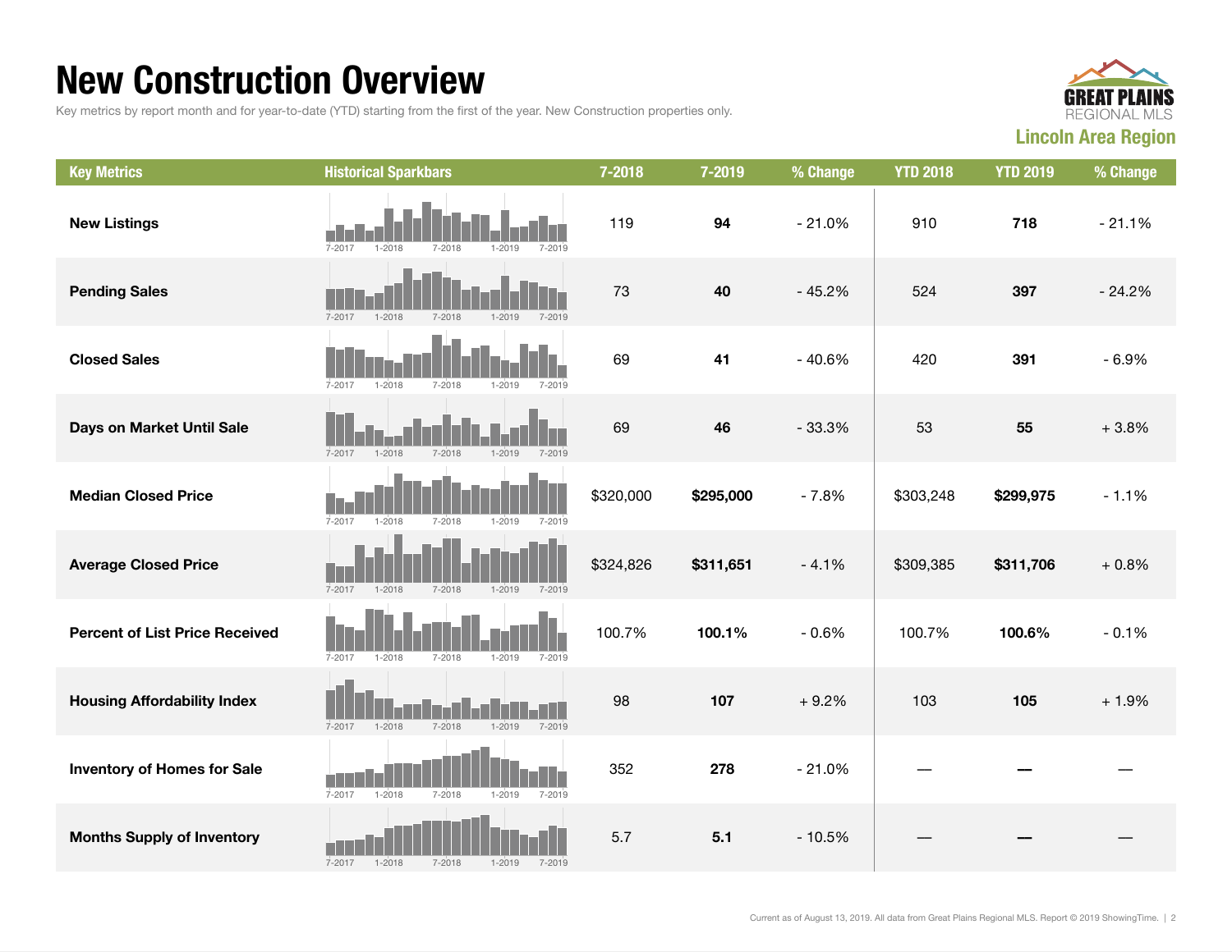# New Construction Overview

Key metrics by report month and for year-to-date (YTD) starting from the first of the year. New Construction properties only.

GREAT PLAINS REGIONAL MLS

**Lincoln Area Region**

| Key Metrics | Historical Sparkbars | 7-2018 | 7-2019 | % Change | YTD 2018 | YTD 2019 | % Change |
|---|---|---|---|---|---|---|---|
| **New Listings** | 7-2017 1-2018 7-2018 1-2019 7-2019 | 119 | **94** | - 21.0% | 910 | **718** | - 21.1% |
| **Pending Sales** | 7-2017 1-2018 7-2018 1-2019 7-2019 | 73 | **40** | - 45.2% | 524 | **397** | - 24.2% |
| **Closed Sales** | 7-2017 1-2018 7-2018 1-2019 7-2019 | 69 | **41** | - 40.6% | 420 | **391** | - 6.9% |
| **Days on Market Until Sale** | 7-2017 1-2018 7-2018 1-2019 7-2019 | 69 | **46** | - 33.3% | 53 | **55** | + 3.8% |
| **Median Closed Price** | 7-2017 1-2018 7-2018 1-2019 7-2019 | $320,000 | **$295,000** | - 7.8% | $303,248 | **$299,975** | - 1.1% |
| **Average Closed Price** | 7-2017 1-2018 7-2018 1-2019 7-2019 | $324,826 | **$311,651** | - 4.1% | $309,385 | **$311,706** | + 0.8% |
| **Percent of List Price Received** | 7-2017 1-2018 7-2018 1-2019 7-2019 | 100.7% | **100.1%** | - 0.6% | 100.7% | **100.6%** | - 0.1% |
| **Housing Affordability Index** | 7-2017 1-2018 7-2018 1-2019 7-2019 | 98 | **107** | + 9.2% | 103 | **105** | + 1.9% |
| **Inventory of Homes for Sale** | 7-2017 1-2018 7-2018 1-2019 7-2019 | 352 | **278** | - 21.0% | — | **—** | — |
| **Months Supply of Inventory** | 7-2017 1-2018 7-2018 1-2019 7-2019 | 5.7 | **5.1** | - 10.5% | — | **—** | — |

Current as of August 13, 2019. All data from Great Plains Regional MLS. Report © 2019 ShowingTime.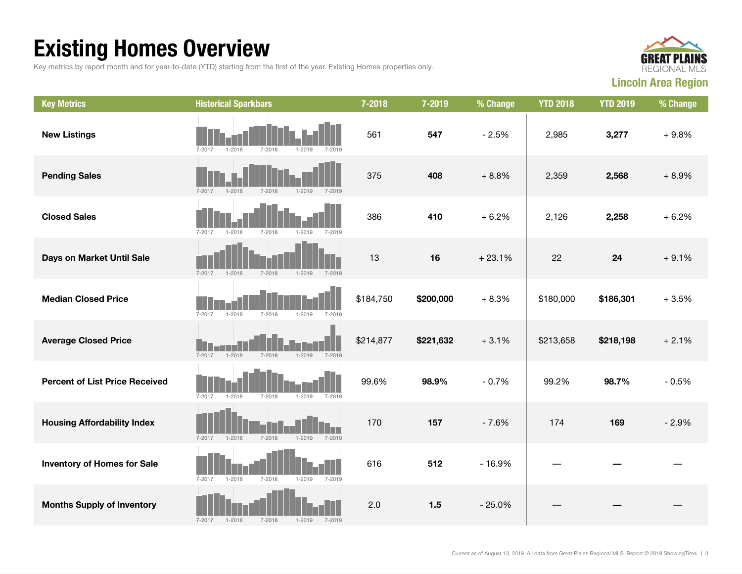# Existing Homes Overview

Key metrics by report month and for year-to-date (YTD) starting from the first of the year. Existing Homes properties only.

GREAT PLAINS REGIONAL MLS

**Lincoln Area Region**

| Key Metrics | Historical Sparkbars | 7-2018 | 7-2019 | % Change | YTD 2018 | YTD 2019 | % Change |
|---|---|---|---|---|---|---|---|
| **New Listings** | 7-2017 1-2018 7-2018 1-2019 7-2019 | 561 | **547** | - 2.5% | 2,985 | **3,277** | + 9.8% |
| **Pending Sales** | 7-2017 1-2018 7-2018 1-2019 7-2019 | 375 | **408** | + 8.8% | 2,359 | **2,568** | + 8.9% |
| **Closed Sales** | 7-2017 1-2018 7-2018 1-2019 7-2019 | 386 | **410** | + 6.2% | 2,126 | **2,258** | + 6.2% |
| **Days on Market Until Sale** | 7-2017 1-2018 7-2018 1-2019 7-2019 | 13 | **16** | + 23.1% | 22 | **24** | + 9.1% |
| **Median Closed Price** | 7-2017 1-2018 7-2018 1-2019 7-2019 | $184,750 | **$200,000** | + 8.3% | $180,000 | **$186,301** | + 3.5% |
| **Average Closed Price** | 7-2017 1-2018 7-2018 1-2019 7-2019 | $214,877 | **$221,632** | + 3.1% | $213,658 | **$218,198** | + 2.1% |
| **Percent of List Price Received** | 7-2017 1-2018 7-2018 1-2019 7-2019 | 99.6% | **98.9%** | - 0.7% | 99.2% | **98.7%** | - 0.5% |
| **Housing Affordability Index** | 7-2017 1-2018 7-2018 1-2019 7-2019 | 170 | **157** | - 7.6% | 174 | **169** | - 2.9% |
| **Inventory of Homes for Sale** | 7-2017 1-2018 7-2018 1-2019 7-2019 | 616 | **512** | - 16.9% | — | **—** | — |
| **Months Supply of Inventory** | 7-2017 1-2018 7-2018 1-2019 7-2019 | 2.0 | **1.5** | - 25.0% | — | **—** | — |

Current as of August 13, 2019. All data from Great Plains Regional MLS. Report © 2019 ShowingTime.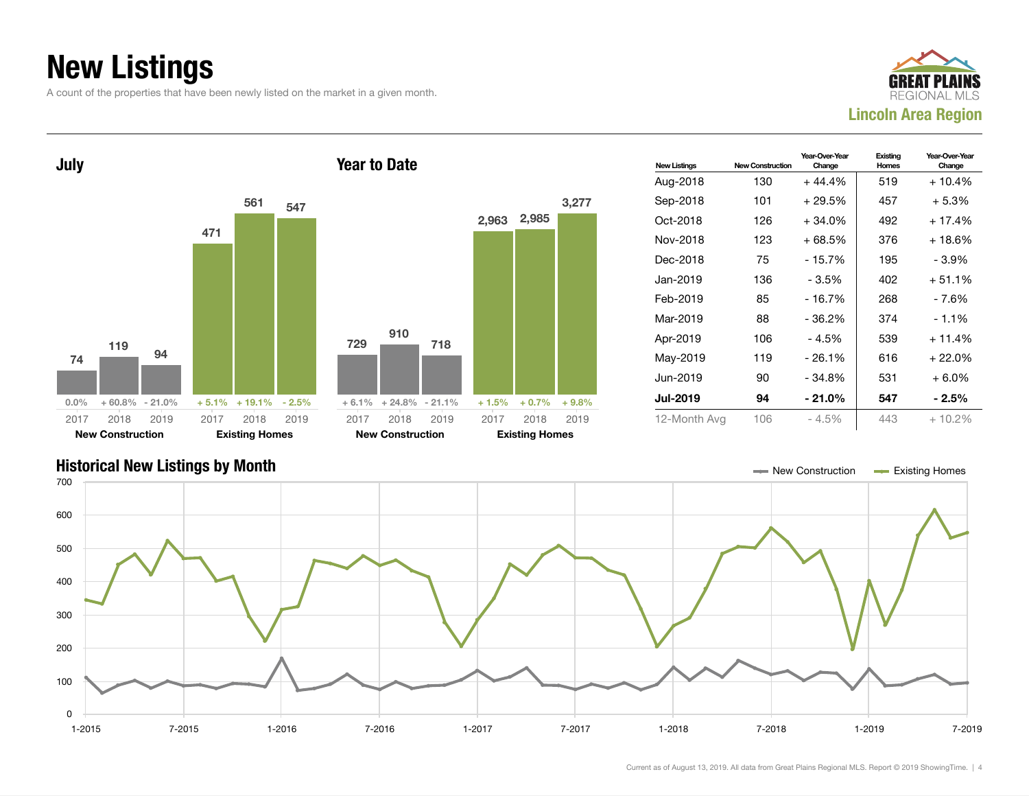# New Listings

A count of the properties that have been newly listed on the market in a given month.

GREAT PLAINS REGIONAL MLS
**Lincoln Area Region**

## July

74
119
94
471
561
547

0.0% + 60.8% - 21.0% + 5.1% + 19.1% - 2.5%

2017 2018 2019 2017 2018 2019

**New Construction** **Existing Homes**

## Year to Date

729
910
718
2,963
2,985
3,277

+ 6.1% + 24.8% - 21.1% + 1.5% + 0.7% + 9.8%

2017 2018 2019 2017 2018 2019

**New Construction** **Existing Homes**

| New Listings | New Construction | Year-Over-Year Change | Existing Homes | Year-Over-Year Change |
|---|---|---|---|---|
| Aug-2018 | 130 | + 44.4% | 519 | + 10.4% |
| Sep-2018 | 101 | + 29.5% | 457 | + 5.3% |
| Oct-2018 | 126 | + 34.0% | 492 | + 17.4% |
| Nov-2018 | 123 | + 68.5% | 376 | + 18.6% |
| Dec-2018 | 75 | - 15.7% | 195 | - 3.9% |
| Jan-2019 | 136 | - 3.5% | 402 | + 51.1% |
| Feb-2019 | 85 | - 16.7% | 268 | - 7.6% |
| Mar-2019 | 88 | - 36.2% | 374 | - 1.1% |
| Apr-2019 | 106 | - 4.5% | 539 | + 11.4% |
| May-2019 | 119 | - 26.1% | 616 | + 22.0% |
| Jun-2019 | 90 | - 34.8% | 531 | + 6.0% |
| **Jul-2019** | **94** | **- 21.0%** | **547** | **- 2.5%** |
| 12-Month Avg | 106 | - 4.5% | 443 | + 10.2% |

## Historical New Listings by Month

New Construction
Existing Homes

700
600
500
400
300
200
100
0

1-2015 7-2015 1-2016 7-2016 1-2017 7-2017 1-2018 7-2018 1-2019 7-2019

Current as of August 13, 2019. All data from Great Plains Regional MLS. Report © 2019 ShowingTime.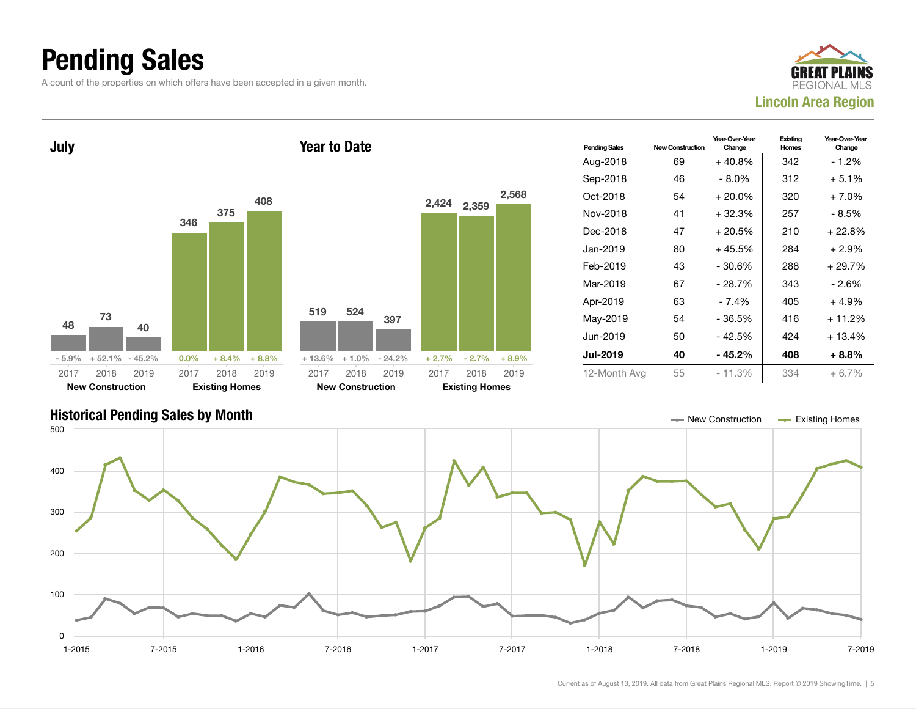# Pending Sales

A count of the properties on which offers have been accepted in a given month.

GREAT PLAINS REGIONAL MLS
Lincoln Area Region

## July

48
73
40
- 5.9%
+ 52.1%
- 45.2%
2017
2018
2019
New Construction

346
375
408
0.0%
+ 8.4%
+ 8.8%
2017
2018
2019
Existing Homes

## Year to Date

519
524
397
+ 13.6%
+ 1.0%
- 24.2%
2017
2018
2019
New Construction

2,424
2,359
2,568
+ 2.7%
- 2.7%
+ 8.9%
2017
2018
2019
Existing Homes

| Pending Sales | New Construction | Year-Over-Year Change | Existing Homes | Year-Over-Year Change |
|---|---|---|---|---|
| Aug-2018 | 69 | + 40.8% | 342 | - 1.2% |
| Sep-2018 | 46 | - 8.0% | 312 | + 5.1% |
| Oct-2018 | 54 | + 20.0% | 320 | + 7.0% |
| Nov-2018 | 41 | + 32.3% | 257 | - 8.5% |
| Dec-2018 | 47 | + 20.5% | 210 | + 22.8% |
| Jan-2019 | 80 | + 45.5% | 284 | + 2.9% |
| Feb-2019 | 43 | - 30.6% | 288 | + 29.7% |
| Mar-2019 | 67 | - 28.7% | 343 | - 2.6% |
| Apr-2019 | 63 | - 7.4% | 405 | + 4.9% |
| May-2019 | 54 | - 36.5% | 416 | + 11.2% |
| Jun-2019 | 50 | - 42.5% | 424 | + 13.4% |
| **Jul-2019** | **40** | **- 45.2%** | **408** | **+ 8.8%** |
| 12-Month Avg | 55 | - 11.3% | 334 | + 6.7% |

## Historical Pending Sales by Month

New Construction
Existing Homes

500
400
300
200
100
0

1-2015
7-2015
1-2016
7-2016
1-2017
7-2017
1-2018
7-2018
1-2019
7-2019

Current as of August 13, 2019. All data from Great Plains Regional MLS. Report © 2019 ShowingTime.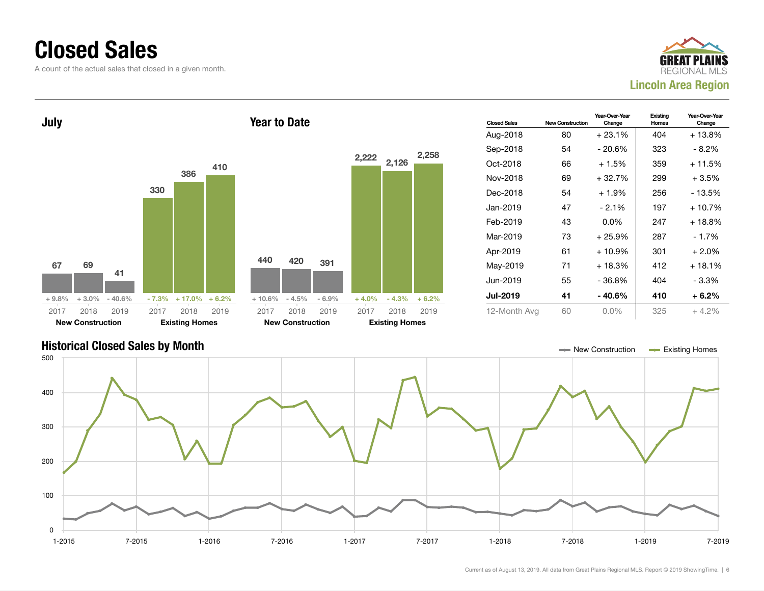# Closed Sales

A count of the actual sales that closed in a given month.

GREAT PLAINS REGIONAL MLS

**Lincoln Area Region**

## July

| | 2017 | 2018 | 2019 |
|---|---|---|---|
| New Construction | 67 | 69 | 41 |
| Change | + 9.8% | + 3.0% | - 40.6% |
| Existing Homes | 330 | 386 | 410 |
| Change | - 7.3% | + 17.0% | + 6.2% |

## Year to Date

| | 2017 | 2018 | 2019 |
|---|---|---|---|
| New Construction | 440 | 420 | 391 |
| Change | + 10.6% | - 4.5% | - 6.9% |
| Existing Homes | 2,222 | 2,126 | 2,258 |
| Change | + 4.0% | - 4.3% | + 6.2% |

| Closed Sales | New Construction | Year-Over-Year Change | Existing Homes | Year-Over-Year Change |
|---|---|---|---|---|
| Aug-2018 | 80 | + 23.1% | 404 | + 13.8% |
| Sep-2018 | 54 | - 20.6% | 323 | - 8.2% |
| Oct-2018 | 66 | + 1.5% | 359 | + 11.5% |
| Nov-2018 | 69 | + 32.7% | 299 | + 3.5% |
| Dec-2018 | 54 | + 1.9% | 256 | - 13.5% |
| Jan-2019 | 47 | - 2.1% | 197 | + 10.7% |
| Feb-2019 | 43 | 0.0% | 247 | + 18.8% |
| Mar-2019 | 73 | + 25.9% | 287 | - 1.7% |
| Apr-2019 | 61 | + 10.9% | 301 | + 2.0% |
| May-2019 | 71 | + 18.3% | 412 | + 18.1% |
| Jun-2019 | 55 | - 36.8% | 404 | - 3.3% |
| **Jul-2019** | **41** | **- 40.6%** | **410** | **+ 6.2%** |
| 12-Month Avg | 60 | 0.0% | 325 | + 4.2% |

## Historical Closed Sales by Month

New Construction — Existing Homes

Current as of August 13, 2019. All data from Great Plains Regional MLS. Report © 2019 ShowingTime.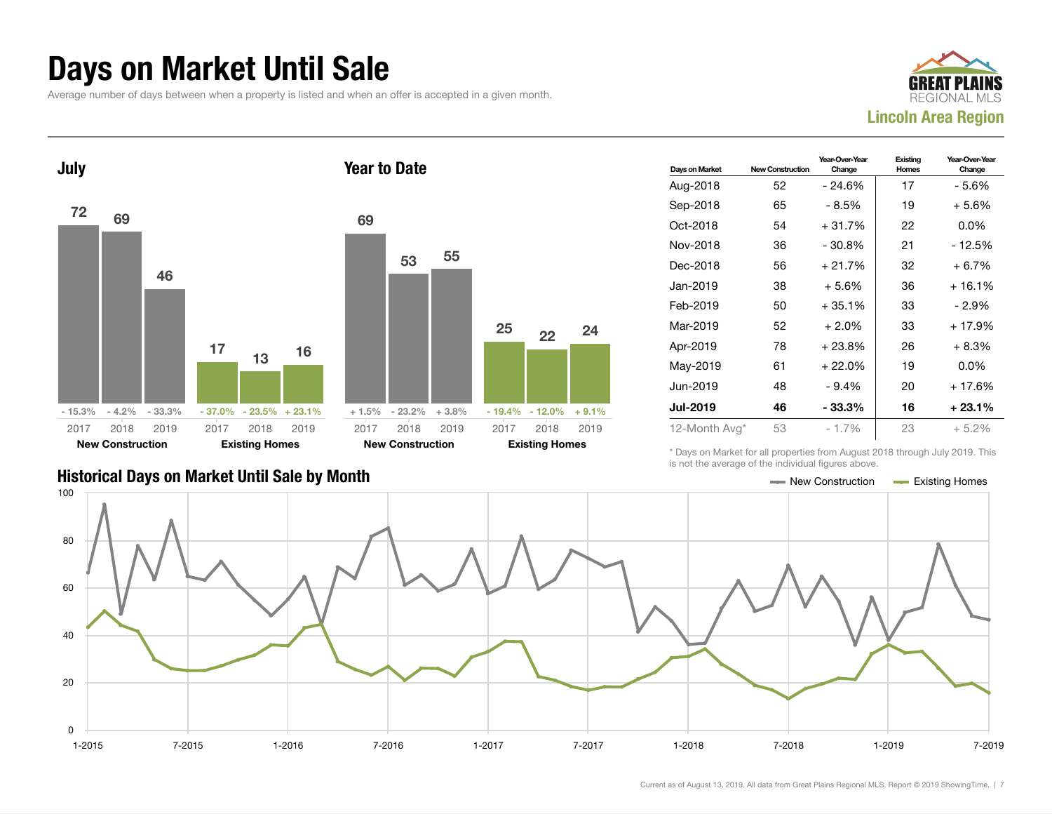# Days on Market Until Sale

Average number of days between when a property is listed and when an offer is accepted in a given month.

GREAT PLAINS REGIONAL MLS
**Lincoln Area Region**

## July

72
69
46
17
13
16

- 15.3% - 4.2% - 33.3% - 37.0% - 23.5% + 23.1%

2017 2018 2019 2017 2018 2019

**New Construction** **Existing Homes**

## Year to Date

69
53
55
25
22
24

+ 1.5% - 23.2% + 3.8% - 19.4% - 12.0% + 9.1%

2017 2018 2019 2017 2018 2019

**New Construction** **Existing Homes**

| Days on Market | New Construction | Year-Over-Year Change | Existing Homes | Year-Over-Year Change |
|---|---|---|---|---|
| Aug-2018 | 52 | - 24.6% | 17 | - 5.6% |
| Sep-2018 | 65 | - 8.5% | 19 | + 5.6% |
| Oct-2018 | 54 | + 31.7% | 22 | 0.0% |
| Nov-2018 | 36 | - 30.8% | 21 | - 12.5% |
| Dec-2018 | 56 | + 21.7% | 32 | + 6.7% |
| Jan-2019 | 38 | + 5.6% | 36 | + 16.1% |
| Feb-2019 | 50 | + 35.1% | 33 | - 2.9% |
| Mar-2019 | 52 | + 2.0% | 33 | + 17.9% |
| Apr-2019 | 78 | + 23.8% | 26 | + 8.3% |
| May-2019 | 61 | + 22.0% | 19 | 0.0% |
| Jun-2019 | 48 | - 9.4% | 20 | + 17.6% |
| **Jul-2019** | **46** | **- 33.3%** | **16** | **+ 23.1%** |
| 12-Month Avg* | 53 | - 1.7% | 23 | + 5.2% |

\* Days on Market for all properties from August 2018 through July 2019. This is not the average of the individual figures above.

## Historical Days on Market Until Sale by Month

New Construction
Existing Homes

100
80
60
40
20
0

1-2015 7-2015 1-2016 7-2016 1-2017 7-2017 1-2018 7-2018 1-2019 7-2019

Current as of August 13, 2019. All data from Great Plains Regional MLS. Report © 2019 ShowingTime.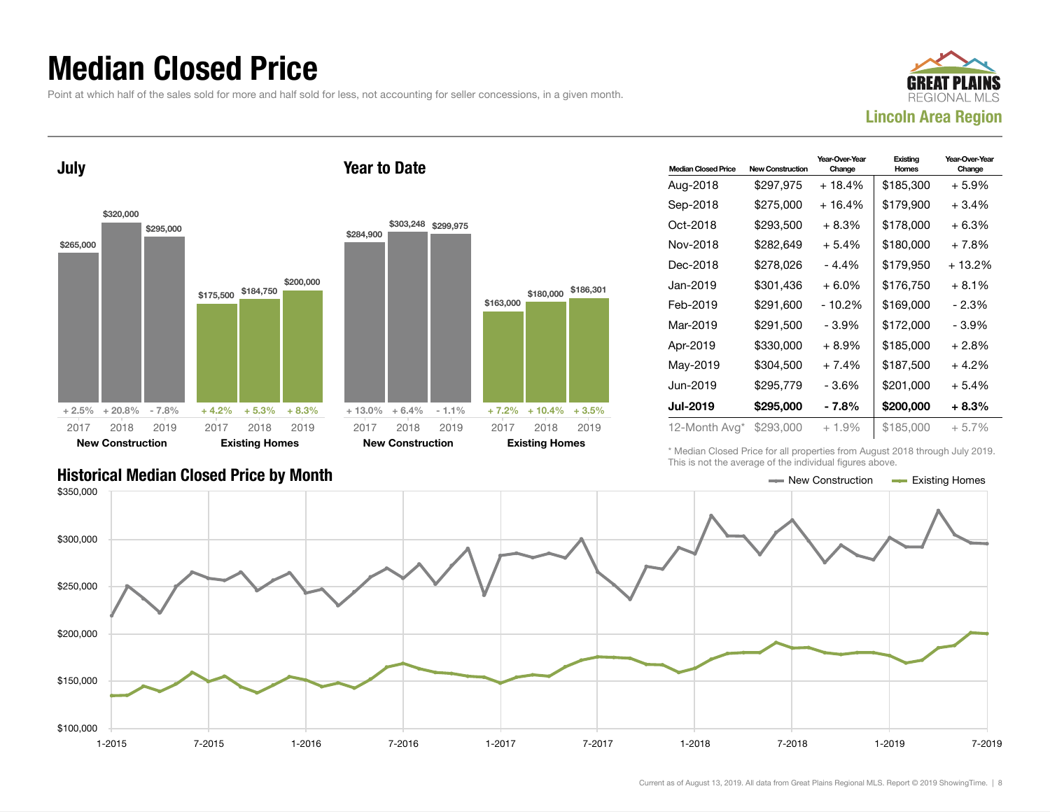# Median Closed Price

Point at which half of the sales sold for more and half sold for less, not accounting for seller concessions, in a given month.

GREAT PLAINS REGIONAL MLS

Lincoln Area Region

## July

$265,000
$320,000
$295,000
$175,500
$184,750
$200,000

+ 2.5% + 20.8% - 7.8% + 4.2% + 5.3% + 8.3%

2017 2018 2019 2017 2018 2019

New Construction Existing Homes

## Year to Date

$284,900
$303,248
$299,975
$163,000
$180,000
$186,301

+ 13.0% + 6.4% - 1.1% + 7.2% + 10.4% + 3.5%

2017 2018 2019 2017 2018 2019

New Construction Existing Homes

| Median Closed Price | New Construction | Year-Over-Year Change | Existing Homes | Year-Over-Year Change |
|---|---|---|---|---|
| Aug-2018 | $297,975 | + 18.4% | $185,300 | + 5.9% |
| Sep-2018 | $275,000 | + 16.4% | $179,900 | + 3.4% |
| Oct-2018 | $293,500 | + 8.3% | $178,000 | + 6.3% |
| Nov-2018 | $282,649 | + 5.4% | $180,000 | + 7.8% |
| Dec-2018 | $278,026 | - 4.4% | $179,950 | + 13.2% |
| Jan-2019 | $301,436 | + 6.0% | $176,750 | + 8.1% |
| Feb-2019 | $291,600 | - 10.2% | $169,000 | - 2.3% |
| Mar-2019 | $291,500 | - 3.9% | $172,000 | - 3.9% |
| Apr-2019 | $330,000 | + 8.9% | $185,000 | + 2.8% |
| May-2019 | $304,500 | + 7.4% | $187,500 | + 4.2% |
| Jun-2019 | $295,779 | - 3.6% | $201,000 | + 5.4% |
| **Jul-2019** | **$295,000** | **- 7.8%** | **$200,000** | **+ 8.3%** |
| 12-Month Avg* | $293,000 | + 1.9% | $185,000 | + 5.7% |

\* Median Closed Price for all properties from August 2018 through July 2019. This is not the average of the individual figures above.

## Historical Median Closed Price by Month

New Construction
Existing Homes

$350,000
$300,000
$250,000
$200,000
$150,000
$100,000

1-2015 7-2015 1-2016 7-2016 1-2017 7-2017 1-2018 7-2018 1-2019 7-2019

Current as of August 13, 2019. All data from Great Plains Regional MLS. Report © 2019 ShowingTime.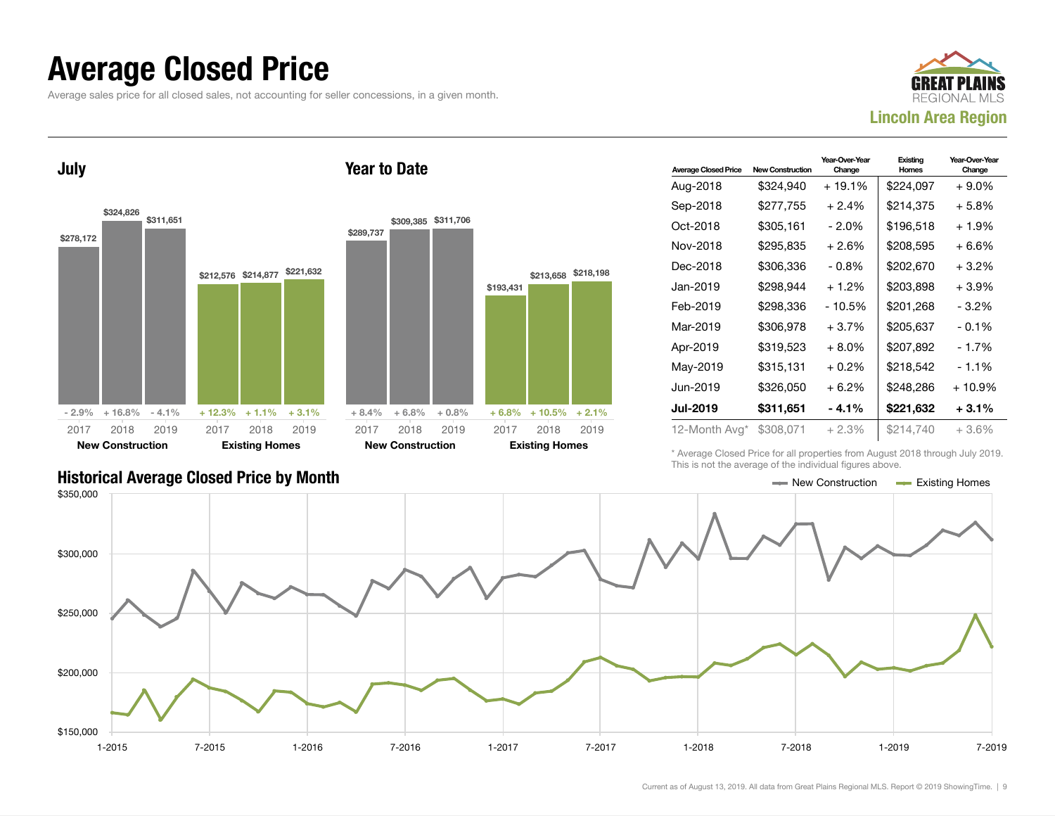# Average Closed Price

Average sales price for all closed sales, not accounting for seller concessions, in a given month.

GREAT PLAINS REGIONAL MLS
Lincoln Area Region

## July

$278,172 $324,826 $311,651
- 2.9% + 16.8% - 4.1%
2017 2018 2019
New Construction

$212,576 $214,877 $221,632
+ 12.3% + 1.1% + 3.1%
2017 2018 2019
Existing Homes

## Year to Date

$289,737 $309,385 $311,706
+ 8.4% + 6.8% + 0.8%
2017 2018 2019
New Construction

$193,431 $213,658 $218,198
+ 6.8% + 10.5% + 2.1%
2017 2018 2019
Existing Homes

| Average Closed Price | New Construction | Year-Over-Year Change | Existing Homes | Year-Over-Year Change |
|---|---|---|---|---|
| Aug-2018 | $324,940 | + 19.1% | $224,097 | + 9.0% |
| Sep-2018 | $277,755 | + 2.4% | $214,375 | + 5.8% |
| Oct-2018 | $305,161 | - 2.0% | $196,518 | + 1.9% |
| Nov-2018 | $295,835 | + 2.6% | $208,595 | + 6.6% |
| Dec-2018 | $306,336 | - 0.8% | $202,670 | + 3.2% |
| Jan-2019 | $298,944 | + 1.2% | $203,898 | + 3.9% |
| Feb-2019 | $298,336 | - 10.5% | $201,268 | - 3.2% |
| Mar-2019 | $306,978 | + 3.7% | $205,637 | - 0.1% |
| Apr-2019 | $319,523 | + 8.0% | $207,892 | - 1.7% |
| May-2019 | $315,131 | + 0.2% | $218,542 | - 1.1% |
| Jun-2019 | $326,050 | + 6.2% | $248,286 | + 10.9% |
| **Jul-2019** | **$311,651** | **- 4.1%** | **$221,632** | **+ 3.1%** |
| 12-Month Avg* | $308,071 | + 2.3% | $214,740 | + 3.6% |

\* Average Closed Price for all properties from August 2018 through July 2019. This is not the average of the individual figures above.

## Historical Average Closed Price by Month

New Construction — Existing Homes

$350,000
$300,000
$250,000
$200,000
$150,000

1-2015 7-2015 1-2016 7-2016 1-2017 7-2017 1-2018 7-2018 1-2019 7-2019

Current as of August 13, 2019. All data from Great Plains Regional MLS. Report © 2019 ShowingTime.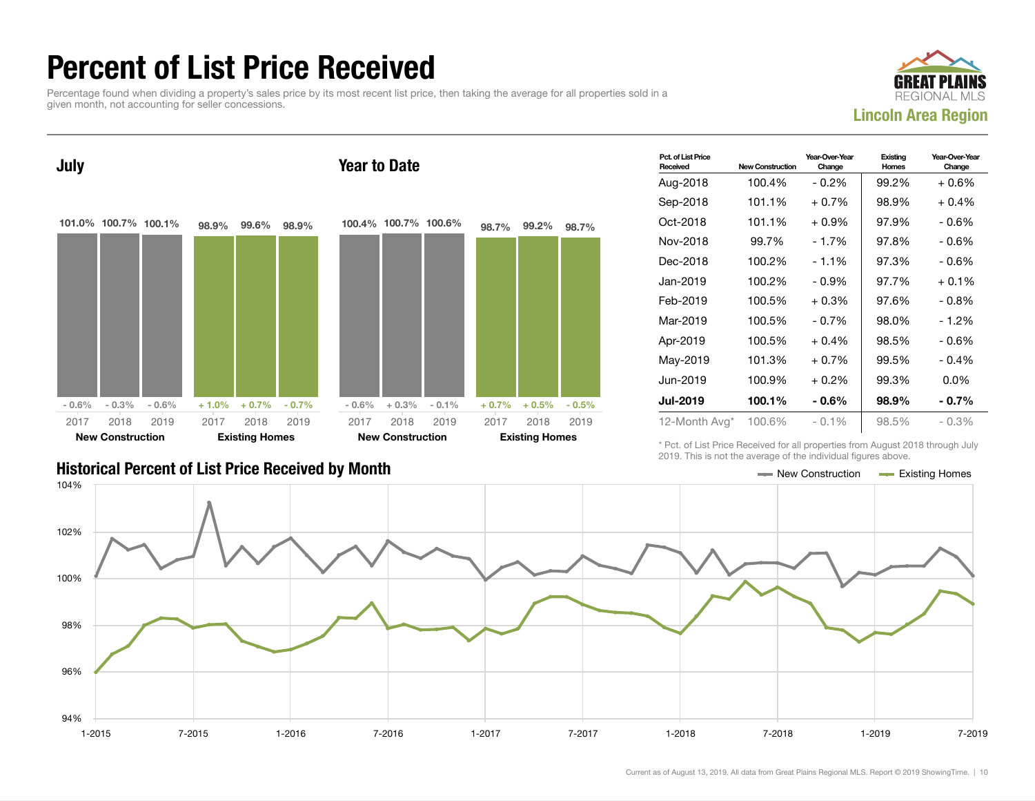# Percent of List Price Received

Percentage found when dividing a property's sales price by its most recent list price, then taking the average for all properties sold in a given month, not accounting for seller concessions.

GREAT PLAINS REGIONAL MLS

**Lincoln Area Region**

## July

101.0% 100.7% 100.1%

- 0.6% - 0.3% - 0.6%

2017 2018 2019

**New Construction**

98.9% 99.6% 98.9%

+ 1.0% + 0.7% - 0.7%

2017 2018 2019

**Existing Homes**

## Year to Date

100.4% 100.7% 100.6%

- 0.6% + 0.3% - 0.1%

2017 2018 2019

**New Construction**

98.7% 99.2% 98.7%

+ 0.7% + 0.5% - 0.5%

2017 2018 2019

**Existing Homes**

| Pct. of List Price Received | New Construction | Year-Over-Year Change | Existing Homes | Year-Over-Year Change |
|---|---|---|---|---|
| Aug-2018 | 100.4% | - 0.2% | 99.2% | + 0.6% |
| Sep-2018 | 101.1% | + 0.7% | 98.9% | + 0.4% |
| Oct-2018 | 101.1% | + 0.9% | 97.9% | - 0.6% |
| Nov-2018 | 99.7% | - 1.7% | 97.8% | - 0.6% |
| Dec-2018 | 100.2% | - 1.1% | 97.3% | - 0.6% |
| Jan-2019 | 100.2% | - 0.9% | 97.7% | + 0.1% |
| Feb-2019 | 100.5% | + 0.3% | 97.6% | - 0.8% |
| Mar-2019 | 100.5% | - 0.7% | 98.0% | - 1.2% |
| Apr-2019 | 100.5% | + 0.4% | 98.5% | - 0.6% |
| May-2019 | 101.3% | + 0.7% | 99.5% | - 0.4% |
| Jun-2019 | 100.9% | + 0.2% | 99.3% | 0.0% |
| **Jul-2019** | **100.1%** | **- 0.6%** | **98.9%** | **- 0.7%** |
| 12-Month Avg* | 100.6% | - 0.1% | 98.5% | - 0.3% |

\* Pct. of List Price Received for all properties from August 2018 through July 2019. This is not the average of the individual figures above.

## Historical Percent of List Price Received by Month

New Construction
Existing Homes

104%
102%
100%
98%
96%
94%

1-2015 7-2015 1-2016 7-2016 1-2017 7-2017 1-2018 7-2018 1-2019 7-2019

Current as of August 13, 2019. All data from Great Plains Regional MLS. Report © 2019 ShowingTime.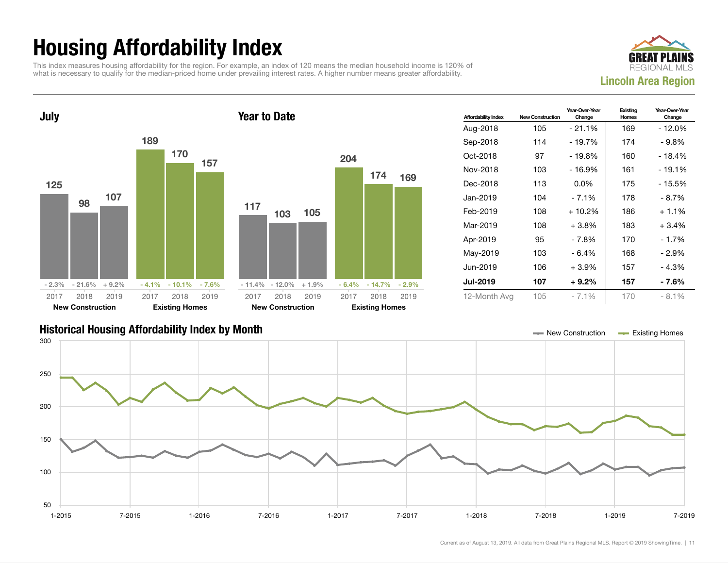# Housing Affordability Index

This index measures housing affordability for the region. For example, an index of 120 means the median household income is 120% of what is necessary to qualify for the median-priced home under prevailing interest rates. A higher number means greater affordability.

GREAT PLAINS REGIONAL MLS

Lincoln Area Region

## July

125 98 107
- 2.3% - 21.6% + 9.2%
2017 2018 2019
New Construction

189 170 157
- 4.1% - 10.1% - 7.6%
2017 2018 2019
Existing Homes

## Year to Date

117 103 105
- 11.4% - 12.0% + 1.9%
2017 2018 2019
New Construction

204 174 169
- 6.4% - 14.7% - 2.9%
2017 2018 2019
Existing Homes

| Affordability Index | New Construction | Year-Over-Year Change | Existing Homes | Year-Over-Year Change |
|---|---|---|---|---|
| Aug-2018 | 105 | - 21.1% | 169 | - 12.0% |
| Sep-2018 | 114 | - 19.7% | 174 | - 9.8% |
| Oct-2018 | 97 | - 19.8% | 160 | - 18.4% |
| Nov-2018 | 103 | - 16.9% | 161 | - 19.1% |
| Dec-2018 | 113 | 0.0% | 175 | - 15.5% |
| Jan-2019 | 104 | - 7.1% | 178 | - 8.7% |
| Feb-2019 | 108 | + 10.2% | 186 | + 1.1% |
| Mar-2019 | 108 | + 3.8% | 183 | + 3.4% |
| Apr-2019 | 95 | - 7.8% | 170 | - 1.7% |
| May-2019 | 103 | - 6.4% | 168 | - 2.9% |
| Jun-2019 | 106 | + 3.9% | 157 | - 4.3% |
| **Jul-2019** | **107** | **+ 9.2%** | **157** | **- 7.6%** |
| 12-Month Avg | 105 | - 7.1% | 170 | - 8.1% |

## Historical Housing Affordability Index by Month

New Construction
Existing Homes

300
250
200
150
100
50

1-2015 7-2015 1-2016 7-2016 1-2017 7-2017 1-2018 7-2018 1-2019 7-2019

Current as of August 13, 2019. All data from Great Plains Regional MLS. Report © 2019 ShowingTime.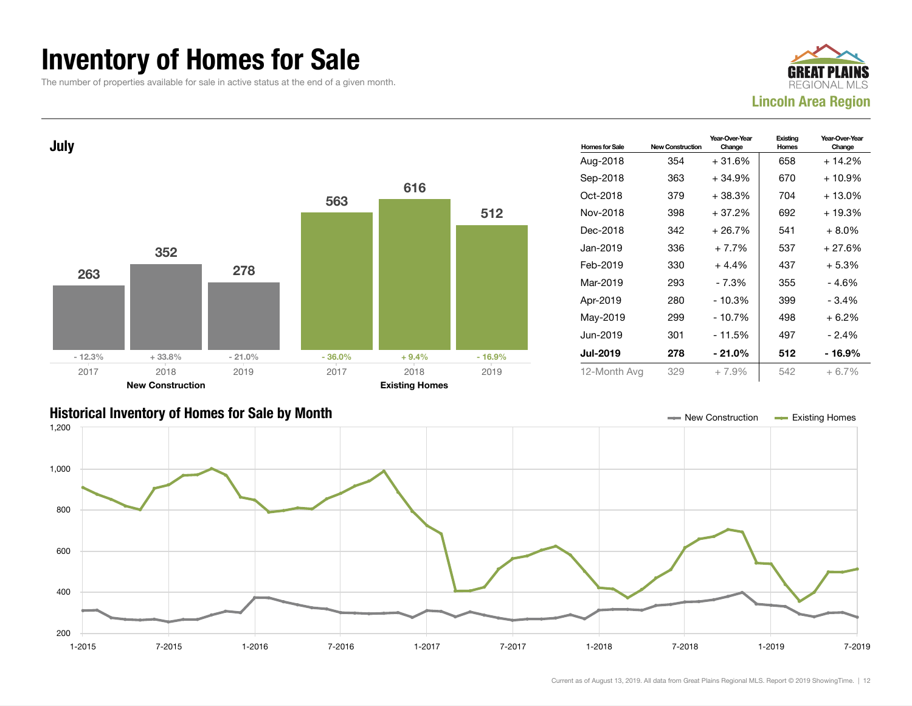# Inventory of Homes for Sale

The number of properties available for sale in active status at the end of a given month.

GREAT PLAINS REGIONAL MLS

Lincoln Area Region

## July

263
352
278
563
616
512

- 12.3%
+ 33.8%
- 21.0%
- 36.0%
+ 9.4%
- 16.9%

2017
2018
2019
2017
2018
2019

New Construction

Existing Homes

| Homes for Sale | New Construction | Year-Over-Year Change | Existing Homes | Year-Over-Year Change |
|---|---|---|---|---|
| Aug-2018 | 354 | + 31.6% | 658 | + 14.2% |
| Sep-2018 | 363 | + 34.9% | 670 | + 10.9% |
| Oct-2018 | 379 | + 38.3% | 704 | + 13.0% |
| Nov-2018 | 398 | + 37.2% | 692 | + 19.3% |
| Dec-2018 | 342 | + 26.7% | 541 | + 8.0% |
| Jan-2019 | 336 | + 7.7% | 537 | + 27.6% |
| Feb-2019 | 330 | + 4.4% | 437 | + 5.3% |
| Mar-2019 | 293 | - 7.3% | 355 | - 4.6% |
| Apr-2019 | 280 | - 10.3% | 399 | - 3.4% |
| May-2019 | 299 | - 10.7% | 498 | + 6.2% |
| Jun-2019 | 301 | - 11.5% | 497 | - 2.4% |
| **Jul-2019** | **278** | **- 21.0%** | **512** | **- 16.9%** |
| 12-Month Avg | 329 | + 7.9% | 542 | + 6.7% |

## Historical Inventory of Homes for Sale by Month

New Construction
Existing Homes

1,200
1,000
800
600
400
200

1-2015
7-2015
1-2016
7-2016
1-2017
7-2017
1-2018
7-2018
1-2019
7-2019

Current as of August 13, 2019. All data from Great Plains Regional MLS. Report © 2019 ShowingTime.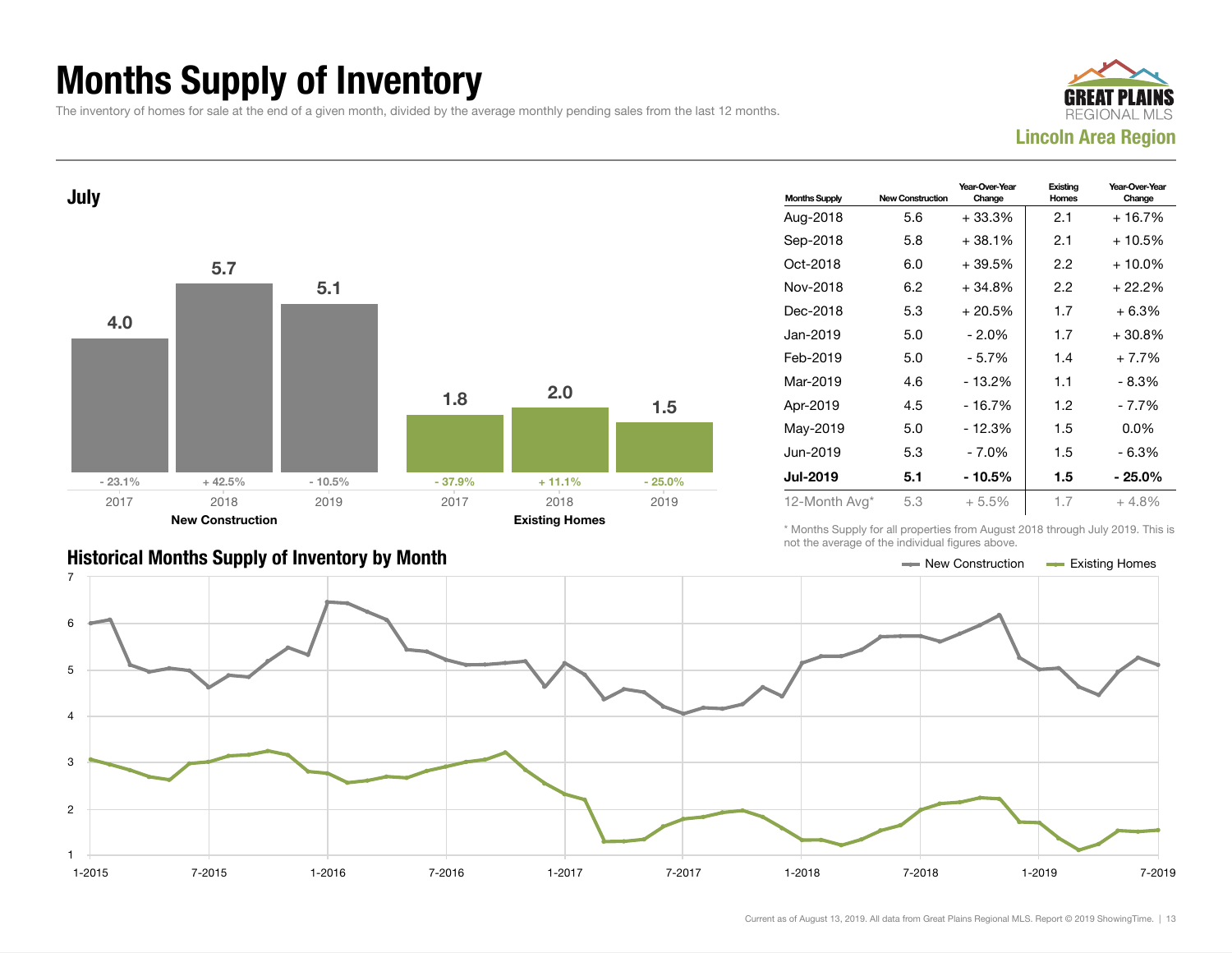# Months Supply of Inventory

The inventory of homes for sale at the end of a given month, divided by the average monthly pending sales from the last 12 months.

GREAT PLAINS REGIONAL MLS
**Lincoln Area Region**

## July

4.0
5.7
5.1
1.8
2.0
1.5

- 23.1%
+ 42.5%
- 10.5%
- 37.9%
+ 11.1%
- 25.0%

2017 2018 2019
**New Construction**

2017 2018 2019
**Existing Homes**

| Months Supply | New Construction | Year-Over-Year Change | Existing Homes | Year-Over-Year Change |
| --- | --- | --- | --- | --- |
| Aug-2018 | 5.6 | + 33.3% | 2.1 | + 16.7% |
| Sep-2018 | 5.8 | + 38.1% | 2.1 | + 10.5% |
| Oct-2018 | 6.0 | + 39.5% | 2.2 | + 10.0% |
| Nov-2018 | 6.2 | + 34.8% | 2.2 | + 22.2% |
| Dec-2018 | 5.3 | + 20.5% | 1.7 | + 6.3% |
| Jan-2019 | 5.0 | - 2.0% | 1.7 | + 30.8% |
| Feb-2019 | 5.0 | - 5.7% | 1.4 | + 7.7% |
| Mar-2019 | 4.6 | - 13.2% | 1.1 | - 8.3% |
| Apr-2019 | 4.5 | - 16.7% | 1.2 | - 7.7% |
| May-2019 | 5.0 | - 12.3% | 1.5 | 0.0% |
| Jun-2019 | 5.3 | - 7.0% | 1.5 | - 6.3% |
| **Jul-2019** | **5.1** | **- 10.5%** | **1.5** | **- 25.0%** |
| 12-Month Avg* | 5.3 | + 5.5% | 1.7 | + 4.8% |

\* Months Supply for all properties from August 2018 through July 2019. This is not the average of the individual figures above.

## Historical Months Supply of Inventory by Month

New Construction
Existing Homes

7
6
5
4
3
2
1

1-2015 7-2015 1-2016 7-2016 1-2017 7-2017 1-2018 7-2018 1-2019 7-2019

Current as of August 13, 2019. All data from Great Plains Regional MLS. Report © 2019 ShowingTime.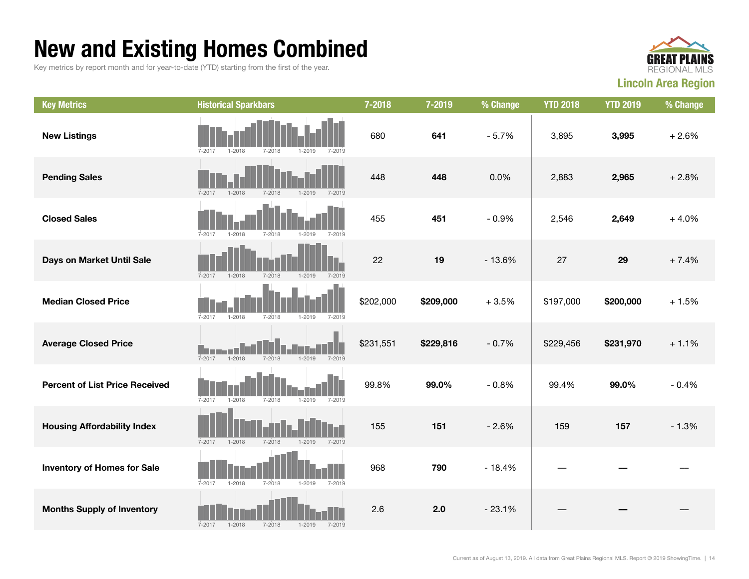# New and Existing Homes Combined

Key metrics by report month and for year-to-date (YTD) starting from the first of the year.

GREAT PLAINS REGIONAL MLS

**Lincoln Area Region**

| Key Metrics | Historical Sparkbars | 7-2018 | 7-2019 | % Change | YTD 2018 | YTD 2019 | % Change |
|---|---|---|---|---|---|---|---|
| **New Listings** | 7-2017 1-2018 7-2018 1-2019 7-2019 | 680 | **641** | - 5.7% | 3,895 | **3,995** | + 2.6% |
| **Pending Sales** | 7-2017 1-2018 7-2018 1-2019 7-2019 | 448 | **448** | 0.0% | 2,883 | **2,965** | + 2.8% |
| **Closed Sales** | 7-2017 1-2018 7-2018 1-2019 7-2019 | 455 | **451** | - 0.9% | 2,546 | **2,649** | + 4.0% |
| **Days on Market Until Sale** | 7-2017 1-2018 7-2018 1-2019 7-2019 | 22 | **19** | - 13.6% | 27 | **29** | + 7.4% |
| **Median Closed Price** | 7-2017 1-2018 7-2018 1-2019 7-2019 | $202,000 | **$209,000** | + 3.5% | $197,000 | **$200,000** | + 1.5% |
| **Average Closed Price** | 7-2017 1-2018 7-2018 1-2019 7-2019 | $231,551 | **$229,816** | - 0.7% | $229,456 | **$231,970** | + 1.1% |
| **Percent of List Price Received** | 7-2017 1-2018 7-2018 1-2019 7-2019 | 99.8% | **99.0%** | - 0.8% | 99.4% | **99.0%** | - 0.4% |
| **Housing Affordability Index** | 7-2017 1-2018 7-2018 1-2019 7-2019 | 155 | **151** | - 2.6% | 159 | **157** | - 1.3% |
| **Inventory of Homes for Sale** | 7-2017 1-2018 7-2018 1-2019 7-2019 | 968 | **790** | - 18.4% | — | **—** | — |
| **Months Supply of Inventory** | 7-2017 1-2018 7-2018 1-2019 7-2019 | 2.6 | **2.0** | - 23.1% | — | **—** | — |

Current as of August 13, 2019. All data from Great Plains Regional MLS. Report © 2019 ShowingTime.